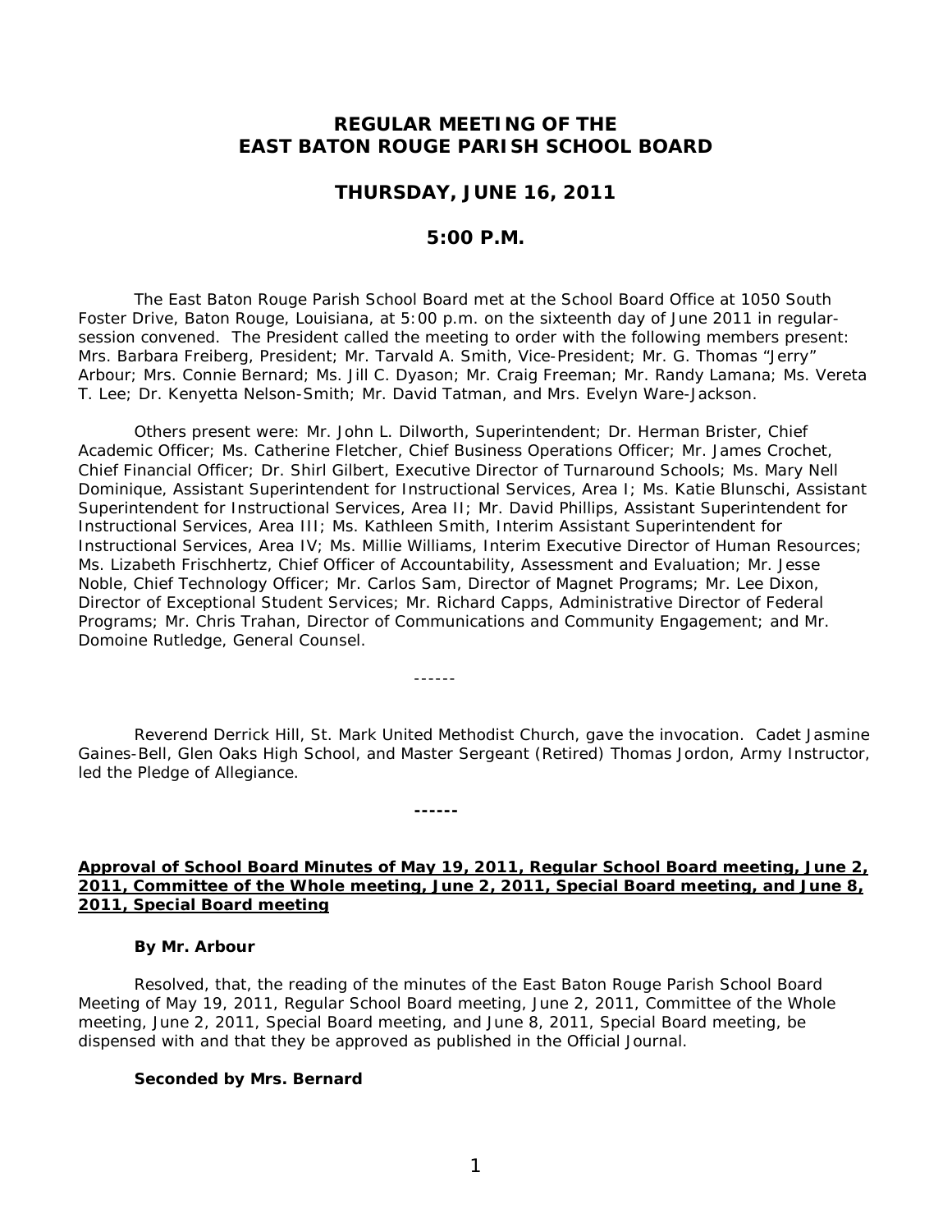# REGULAR MEETING OF THE EAST BATON ROUGE PARISH SCHOOL BOARD

## THURSDAY, JUNE 16, 2011

## 5:00 P.M.

The East Baton Rouge Parish School Board met at the School Board Office at 1050 South Foster Drive, Baton Rouge, Louisiana, at 5:00 p.m. on the sixteenth day of June 2011 in regular-session convened. The President called the meeting to order with the following members present: Mrs. Barbara Freiberg, President; Mr. Tarvald A. Smith, Vice-President; Mr. G. Thomas "Jerry" Arbour; Mrs. Connie Bernard; Ms. Jill C. Dyason; Mr. Craig Freeman; Mr. Randy Lamana; Ms. Vereta T. Lee; Dr. Kenyetta Nelson-Smith; Mr. David Tatman, and Mrs. Evelyn Ware-Jackson.

Others present were: Mr. John L. Dilworth, Superintendent; Dr. Herman Brister, Chief Academic Officer; Ms. Catherine Fletcher, Chief Business Operations Officer; Mr. James Crochet, Chief Financial Officer; Dr. Shirl Gilbert, Executive Director of Turnaround Schools; Ms. Mary Nell Dominique, Assistant Superintendent for Instructional Services, Area I; Ms. Katie Blunschi, Assistant Superintendent for Instructional Services, Area II; Mr. David Phillips, Assistant Superintendent for Instructional Services, Area III; Ms. Kathleen Smith, Interim Assistant Superintendent for Instructional Services, Area IV; Ms. Millie Williams, Interim Executive Director of Human Resources; Ms. Lizabeth Frischhertz, Chief Officer of Accountability, Assessment and Evaluation; Mr. Jesse Noble, Chief Technology Officer; Mr. Carlos Sam, Director of Magnet Programs; Mr. Lee Dixon, Director of Exceptional Student Services; Mr. Richard Capps, Administrative Director of Federal Programs; Mr. Chris Trahan, Director of Communications and Community Engagement; and Mr. Domoine Rutledge, General Counsel.

------

Reverend Derrick Hill, St. Mark United Methodist Church, gave the invocation. Cadet Jasmine Gaines-Bell, Glen Oaks High School, and Master Sergeant (Retired) Thomas Jordon, Army Instructor, led the Pledge of Allegiance.

**------**

**Approval of School Board Minutes of May 19, 2011, Regular School Board meeting, June 2, 2011, Committee of the Whole meeting, June 2, 2011, Special Board meeting, and June 8, 2011, Special Board meeting**

**By Mr. Arbour**

Resolved, that, the reading of the minutes of the East Baton Rouge Parish School Board Meeting of May 19, 2011, Regular School Board meeting, June 2, 2011, Committee of the Whole meeting, June 2, 2011, Special Board meeting, and June 8, 2011, Special Board meeting, be dispensed with and that they be approved as published in the Official Journal.

**Seconded by Mrs. Bernard**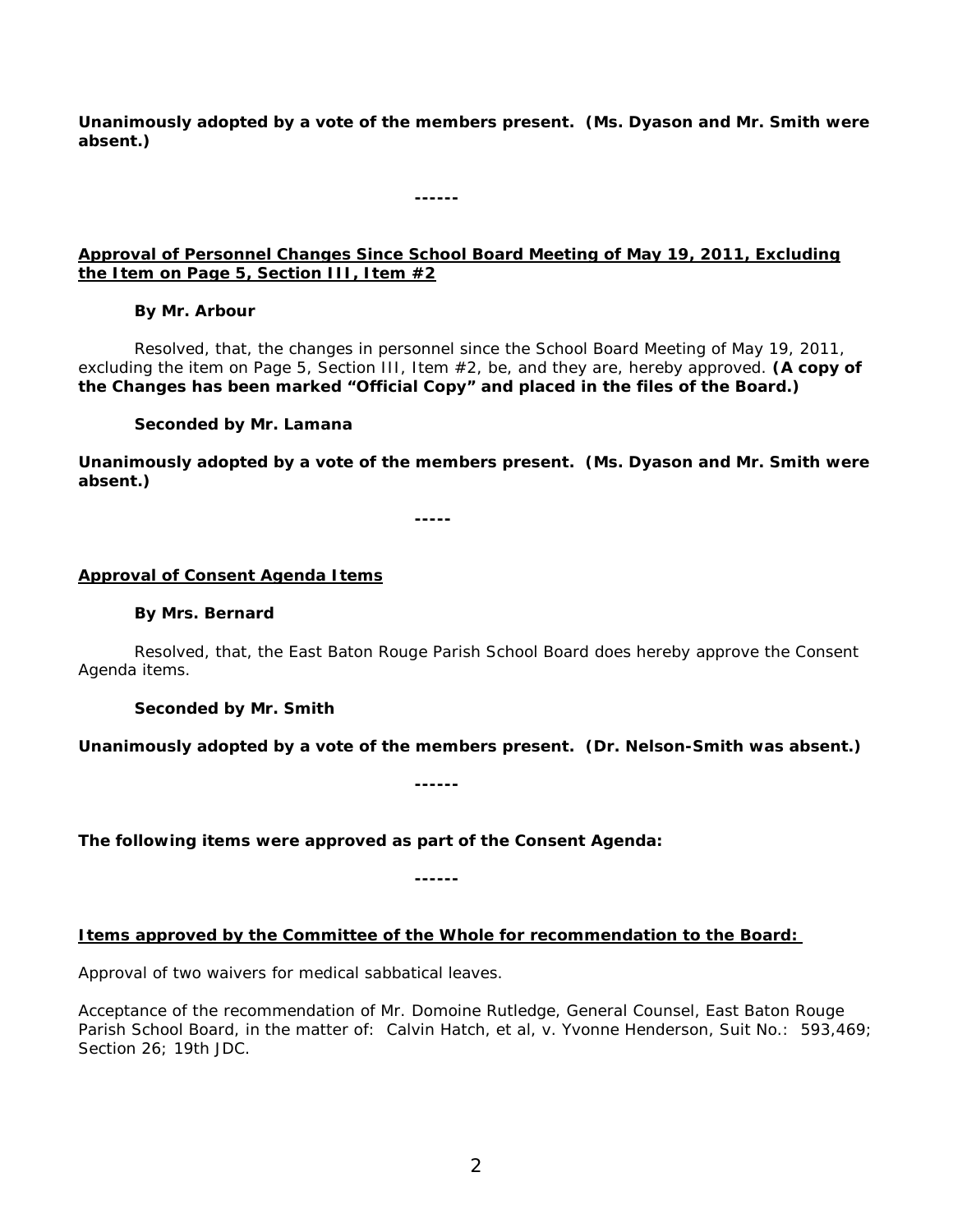**Unanimously adopted by a vote of the members present. (Ms. Dyason and Mr. Smith were absent.)**

**------**

**Approval of Personnel Changes Since School Board Meeting of May 19, 2011, Excluding the Item on Page 5, Section III, Item #2**

**By Mr. Arbour**

*Resolved, that, the changes in personnel since the School Board Meeting of May 19, 2011, excluding the item on Page 5, Section III, Item #2, be, and they are, hereby approved.* **(A copy of the Changes has been marked "Official Copy" and placed in the files of the Board.)**

**Seconded by Mr. Lamana**

**Unanimously adopted by a vote of the members present. (Ms. Dyason and Mr. Smith were absent.)**

**-----**

**Approval of Consent Agenda Items**

**By Mrs. Bernard**

*Resolved, that, the East Baton Rouge Parish School Board does hereby approve the Consent Agenda items.*

**Seconded by Mr. Smith**

**Unanimously adopted by a vote of the members present. (Dr. Nelson-Smith was absent.)**

**------**

**The following items were approved as part of the Consent Agenda:**

**------**

**Items approved by the Committee of the Whole for recommendation to the Board:**

Approval of two waivers for medical sabbatical leaves.

Acceptance of the recommendation of Mr. Domoine Rutledge, General Counsel, East Baton Rouge Parish School Board, in the matter of: Calvin Hatch, et al, v. Yvonne Henderson, Suit No.: 593,469; Section 26; 19th JDC.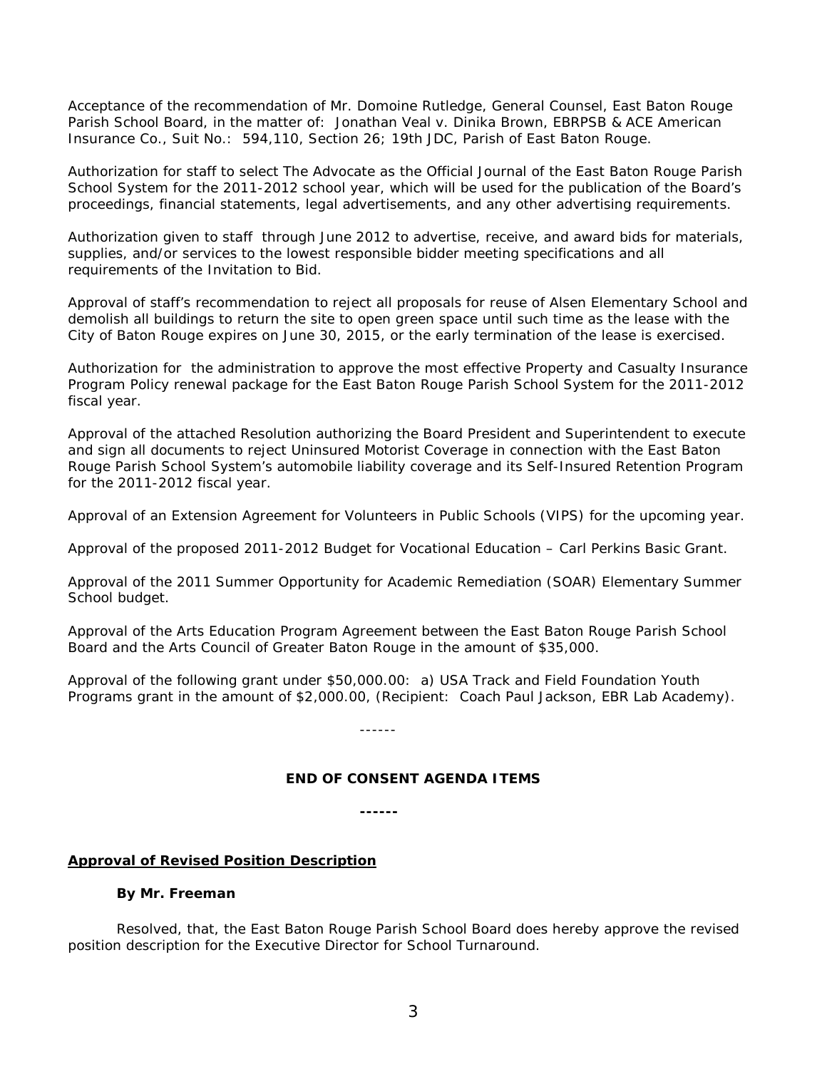Acceptance of the recommendation of Mr. Domoine Rutledge, General Counsel, East Baton Rouge Parish School Board, in the matter of: Jonathan Veal v. Dinika Brown, EBRPSB & ACE American Insurance Co., Suit No.: 594,110, Section 26; 19th JDC, Parish of East Baton Rouge.

Authorization for staff to select The Advocate as the Official Journal of the East Baton Rouge Parish School System for the 2011-2012 school year, which will be used for the publication of the Board's proceedings, financial statements, legal advertisements, and any other advertising requirements.

Authorization given to staff through June 2012 to advertise, receive, and award bids for materials, supplies, and/or services to the lowest responsible bidder meeting specifications and all requirements of the Invitation to Bid.

Approval of staff's recommendation to reject all proposals for reuse of Alsen Elementary School and demolish all buildings to return the site to open green space until such time as the lease with the City of Baton Rouge expires on June 30, 2015, or the early termination of the lease is exercised.

Authorization for the administration to approve the most effective Property and Casualty Insurance Program Policy renewal package for the East Baton Rouge Parish School System for the 2011-2012 fiscal year.

Approval of the attached Resolution authorizing the Board President and Superintendent to execute and sign all documents to reject Uninsured Motorist Coverage in connection with the East Baton Rouge Parish School System's automobile liability coverage and its Self-Insured Retention Program for the 2011-2012 fiscal year.

Approval of an Extension Agreement for Volunteers in Public Schools (VIPS) for the upcoming year.

Approval of the proposed 2011-2012 Budget for Vocational Education – Carl Perkins Basic Grant.

Approval of the 2011 Summer Opportunity for Academic Remediation (SOAR) Elementary Summer School budget.

Approval of the Arts Education Program Agreement between the East Baton Rouge Parish School Board and the Arts Council of Greater Baton Rouge in the amount of $35,000.

Approval of the following grant under $50,000.00: a) USA Track and Field Foundation Youth Programs grant in the amount of $2,000.00, (Recipient: Coach Paul Jackson, EBR Lab Academy).

------

**END OF CONSENT AGENDA ITEMS**

**------**

**Approval of Revised Position Description**

**By Mr. Freeman**

Resolved, that, the East Baton Rouge Parish School Board does hereby approve the revised position description for the Executive Director for School Turnaround.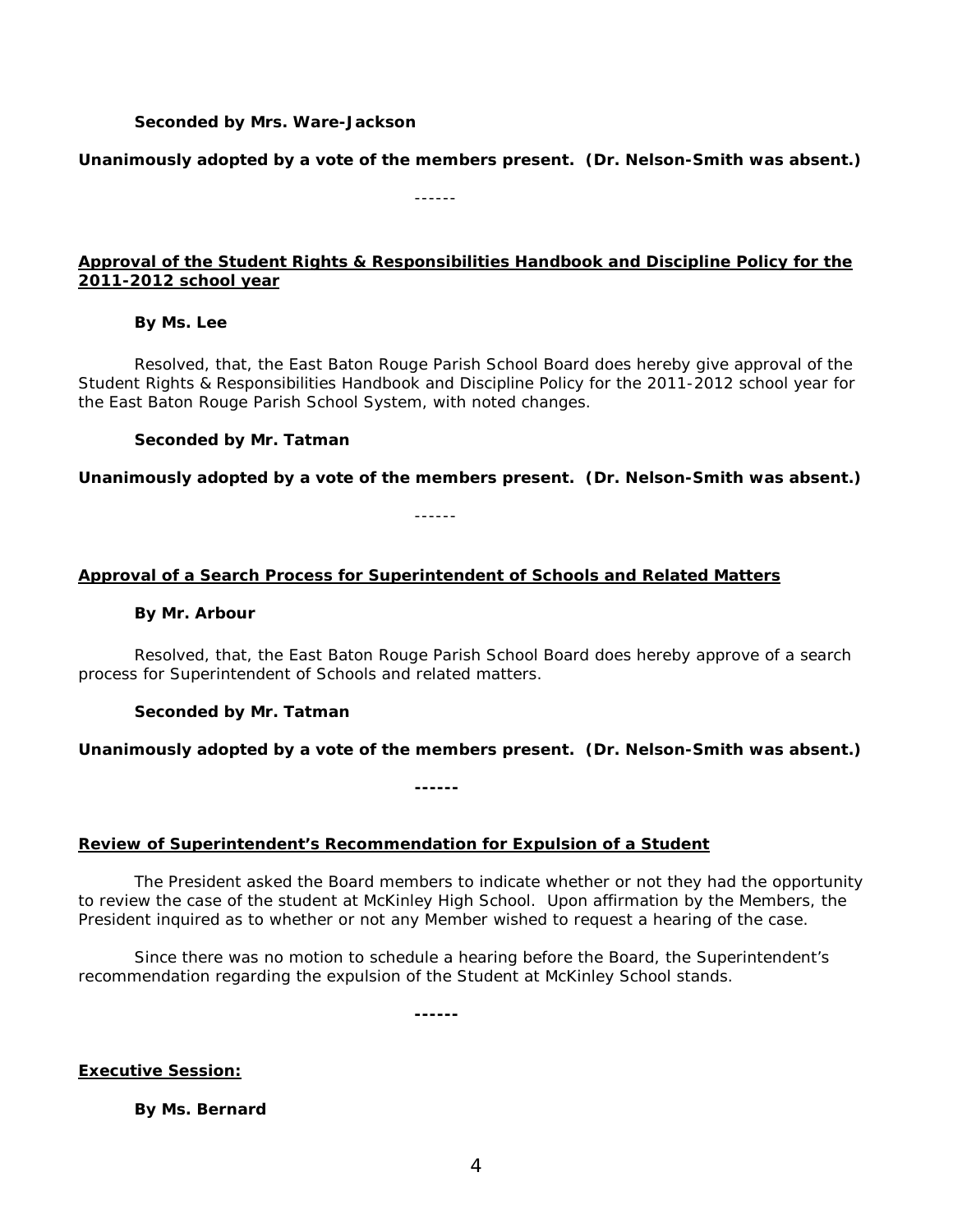**Seconded by Mrs. Ware-Jackson**

**Unanimously adopted by a vote of the members present. (Dr. Nelson-Smith was absent.)**

------

**<u>Approval of the Student Rights & Responsibilities Handbook and Discipline Policy for the 2011-2012 school year</u>**

**By Ms. Lee**

Resolved, that, the East Baton Rouge Parish School Board does hereby give approval of the Student Rights & Responsibilities Handbook and Discipline Policy for the 2011-2012 school year for the East Baton Rouge Parish School System, with noted changes.

**Seconded by Mr. Tatman**

**Unanimously adopted by a vote of the members present. (Dr. Nelson-Smith was absent.)**

------

**<u>Approval of a Search Process for Superintendent of Schools and Related Matters</u>**

**By Mr. Arbour**

Resolved, that, the East Baton Rouge Parish School Board does hereby approve of a search process for Superintendent of Schools and related matters.

**Seconded by Mr. Tatman**

**Unanimously adopted by a vote of the members present. (Dr. Nelson-Smith was absent.)**

------

**<u>Review of Superintendent's Recommendation for Expulsion of a Student</u>**

The President asked the Board members to indicate whether or not they had the opportunity to review the case of the student at McKinley High School. Upon affirmation by the Members, the President inquired as to whether or not any Member wished to request a hearing of the case.

Since there was no motion to schedule a hearing before the Board, the Superintendent's recommendation regarding the expulsion of the Student at McKinley School stands.

------

**<u>Executive Session:</u>**

**By Ms. Bernard**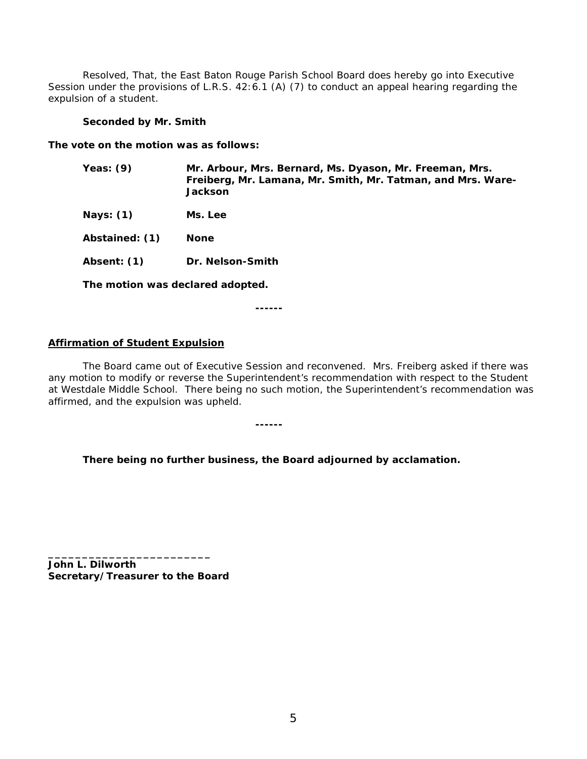Resolved, That, the East Baton Rouge Parish School Board does hereby go into Executive Session under the provisions of L.R.S. 42:6.1 (A) (7) to conduct an appeal hearing regarding the expulsion of a student.

**Seconded by Mr. Smith**

**The vote on the motion was as follows:**

| | |
|---|---|
| **Yeas: (9)** | **Mr. Arbour, Mrs. Bernard, Ms. Dyason, Mr. Freeman, Mrs. Freiberg, Mr. Lamana, Mr. Smith, Mr. Tatman, and Mrs. Ware-Jackson** |
| **Nays: (1)** | **Ms. Lee** |
| **Abstained: (1)** | **None** |
| **Absent: (1)** | **Dr. Nelson-Smith** |

**The motion was declared adopted.**

**------**

**Affirmation of Student Expulsion**

The Board came out of Executive Session and reconvened. Mrs. Freiberg asked if there was any motion to modify or reverse the Superintendent's recommendation with respect to the Student at Westdale Middle School. There being no such motion, the Superintendent's recommendation was affirmed, and the expulsion was upheld.

**------**

**There being no further business, the Board adjourned by acclamation.**

_________________________

**John L. Dilworth**
**Secretary/Treasurer to the Board**